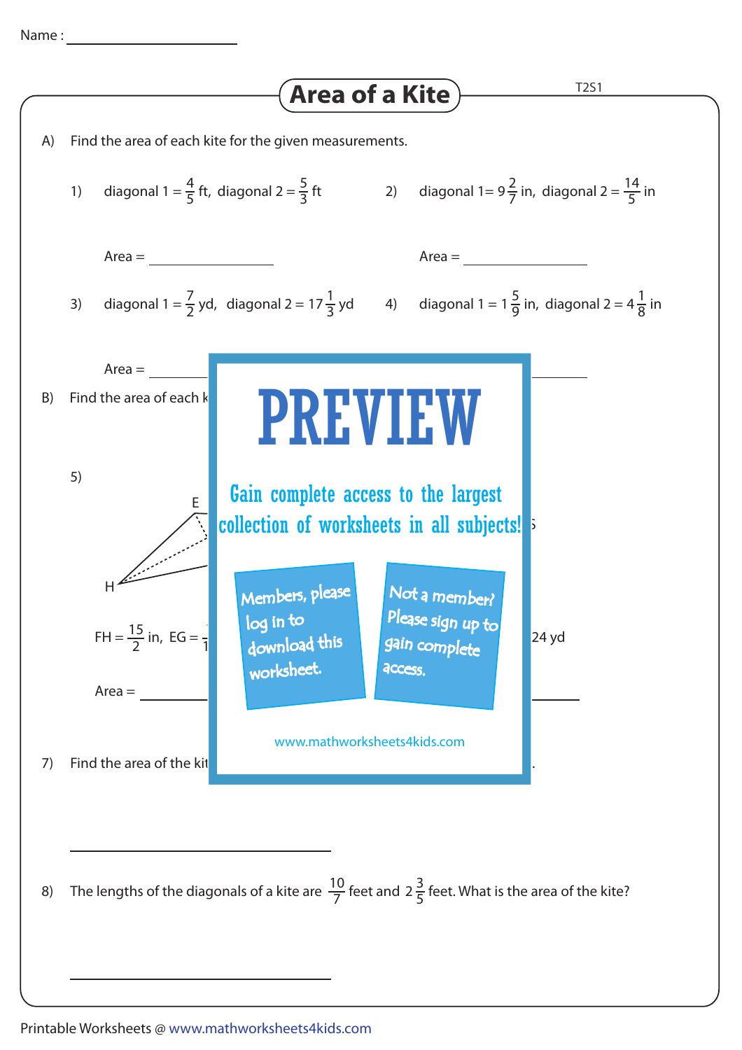Name : ____________________

# Area of a Kite

T2S1

A) Find the area of each kite for the given measurements.

1) diagonal 1 = $\frac{4}{5}$ ft, diagonal 2 = $\frac{5}{3}$ ft

Area = ______________

2) diagonal 1= $9\frac{2}{7}$ in, diagonal 2 = $\frac{14}{5}$ in

Area = ______________

3) diagonal 1 = $\frac{7}{2}$ yd, diagonal 2 = $17\frac{1}{3}$ yd

Area = ______________

4) diagonal 1 = $1\frac{5}{9}$ in, diagonal 2 = $4\frac{1}{8}$ in

Area = ______________

B) Find the area of each k

5)

E

H

FH = $\frac{15}{2}$ in, EG =

Area = ______________

24 yd

PREVIEW

Gain complete access to the largest collection of worksheets in all subjects!

Members, please log in to download this worksheet.

Not a member? Please sign up to gain complete access.

www.mathworksheets4kids.com

7) Find the area of the kit

______________________________

8) The lengths of the diagonals of a kite are $\frac{10}{7}$ feet and $2\frac{3}{5}$ feet. What is the area of the kite?

______________________________

Printable Worksheets @ www.mathworksheets4kids.com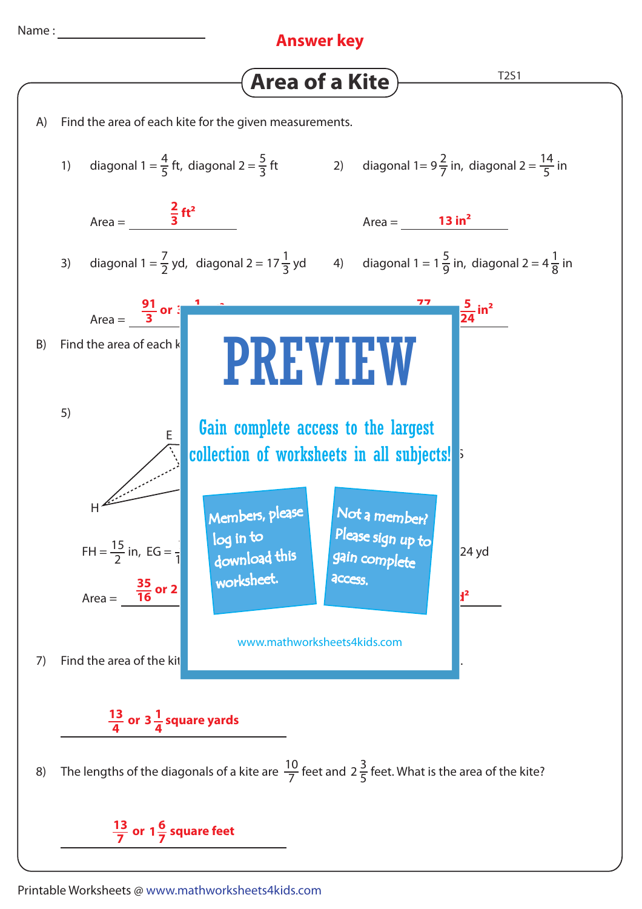Name : ____________________

**Answer key**

# Area of a Kite

T2S1

A) Find the area of each kite for the given measurements.

1) diagonal 1 = $\frac{4}{5}$ ft, diagonal 2 = $\frac{5}{3}$ ft

Area = $\frac{2}{3}$ ft$^2$

2) diagonal 1 = $9\frac{2}{7}$ in, diagonal 2 = $\frac{14}{5}$ in

Area = 13 in$^2$

3) diagonal 1 = $\frac{7}{2}$ yd, diagonal 2 = $17\frac{1}{3}$ yd

Area = $\frac{91}{3}$ or 3...

4) diagonal 1 = $1\frac{5}{9}$ in, diagonal 2 = $4\frac{1}{8}$ in

Area = ... $\frac{5}{24}$ in$^2$

B) Find the area of each k...

5)

E

H

FH = $\frac{15}{2}$ in, EG = ...

Area = $\frac{35}{16}$ or 2 ...

... 24 yd

... d$^2$

**PREVIEW**

Gain complete access to the largest collection of worksheets in all subjects!

Members, please log in to download this worksheet.

Not a member? Please sign up to gain complete access.

www.mathworksheets4kids.com

7) Find the area of the kit...

$\frac{13}{4}$ or $3\frac{1}{4}$ square yards

8) The lengths of the diagonals of a kite are $\frac{10}{7}$ feet and $2\frac{3}{5}$ feet. What is the area of the kite?

$\frac{13}{7}$ or $1\frac{6}{7}$ square feet

Printable Worksheets @ www.mathworksheets4kids.com